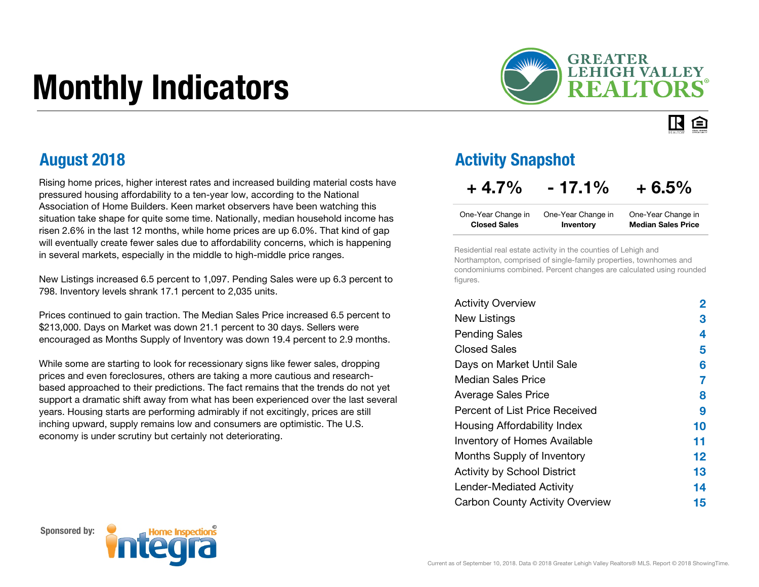# Monthly Indicators

GREATER LEHIGH VALLEY REALTORS®

## August 2018

Rising home prices, higher interest rates and increased building material costs have pressured housing affordability to a ten-year low, according to the National Association of Home Builders. Keen market observers have been watching this situation take shape for quite some time. Nationally, median household income has risen 2.6% in the last 12 months, while home prices are up 6.0%. That kind of gap will eventually create fewer sales due to affordability concerns, which is happening in several markets, especially in the middle to high-middle price ranges.

New Listings increased 6.5 percent to 1,097. Pending Sales were up 6.3 percent to 798. Inventory levels shrank 17.1 percent to 2,035 units.

Prices continued to gain traction. The Median Sales Price increased 6.5 percent to $213,000. Days on Market was down 21.1 percent to 30 days. Sellers were encouraged as Months Supply of Inventory was down 19.4 percent to 2.9 months.

While some are starting to look for recessionary signs like fewer sales, dropping prices and even foreclosures, others are taking a more cautious and research-based approached to their predictions. The fact remains that the trends do not yet support a dramatic shift away from what has been experienced over the last several years. Housing starts are performing admirably if not excitingly, prices are still inching upward, supply remains low and consumers are optimistic. The U.S. economy is under scrutiny but certainly not deteriorating.

## Activity Snapshot

| + 4.7% | - 17.1% | + 6.5% |
|---|---|---|
| One-Year Change in **Closed Sales** | One-Year Change in **Inventory** | One-Year Change in **Median Sales Price** |

Residential real estate activity in the counties of Lehigh and Northampton, comprised of single-family properties, townhomes and condominiums combined. Percent changes are calculated using rounded figures.

| | |
|---|---|
| Activity Overview | 2 |
| New Listings | 3 |
| Pending Sales | 4 |
| Closed Sales | 5 |
| Days on Market Until Sale | 6 |
| Median Sales Price | 7 |
| Average Sales Price | 8 |
| Percent of List Price Received | 9 |
| Housing Affordability Index | 10 |
| Inventory of Homes Available | 11 |
| Months Supply of Inventory | 12 |
| Activity by School District | 13 |
| Lender-Mediated Activity | 14 |
| Carbon County Activity Overview | 15 |

Sponsored by: Integra Home Inspections

Current as of September 10, 2018. Data © 2018 Greater Lehigh Valley Realtors® MLS. Report © 2018 ShowingTime.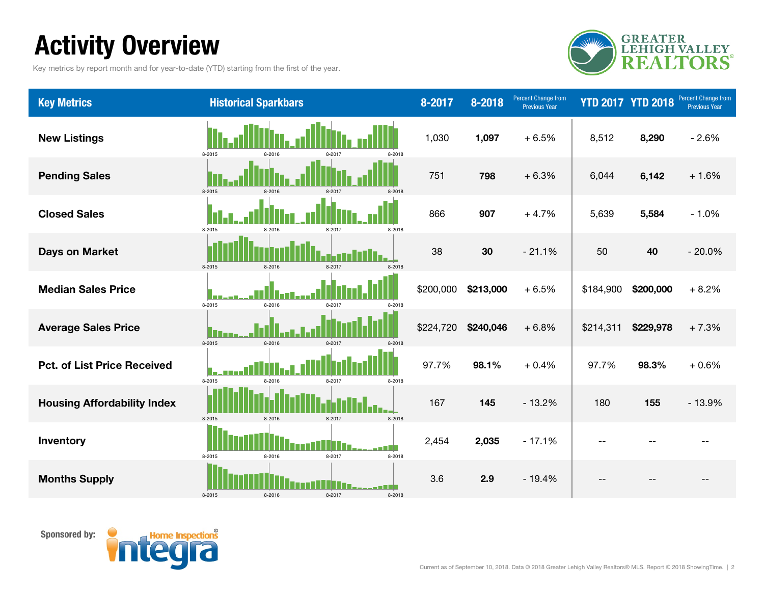# Activity Overview

Key metrics by report month and for year-to-date (YTD) starting from the first of the year.

| Key Metrics | Historical Sparkbars | 8-2017 | 8-2018 | Percent Change from Previous Year | YTD 2017 | YTD 2018 | Percent Change from Previous Year |
|---|---|---|---|---|---|---|---|
| New Listings | 8-2015 8-2016 8-2017 8-2018 | 1,030 | **1,097** | + 6.5% | 8,512 | **8,290** | - 2.6% |
| Pending Sales | 8-2015 8-2016 8-2017 8-2018 | 751 | **798** | + 6.3% | 6,044 | **6,142** | + 1.6% |
| Closed Sales | 8-2015 8-2016 8-2017 8-2018 | 866 | **907** | + 4.7% | 5,639 | **5,584** | - 1.0% |
| Days on Market | 8-2015 8-2016 8-2017 8-2018 | 38 | **30** | - 21.1% | 50 | **40** | - 20.0% |
| Median Sales Price | 8-2015 8-2016 8-2017 8-2018 | $200,000 | **$213,000** | + 6.5% | $184,900 | **$200,000** | + 8.2% |
| Average Sales Price | 8-2015 8-2016 8-2017 8-2018 | $224,720 | **$240,046** | + 6.8% | $214,311 | **$229,978** | + 7.3% |
| Pct. of List Price Received | 8-2015 8-2016 8-2017 8-2018 | 97.7% | **98.1%** | + 0.4% | 97.7% | **98.3%** | + 0.6% |
| Housing Affordability Index | 8-2015 8-2016 8-2017 8-2018 | 167 | **145** | - 13.2% | 180 | **155** | - 13.9% |
| Inventory | 8-2015 8-2016 8-2017 8-2018 | 2,454 | **2,035** | - 17.1% | -- | -- | -- |
| Months Supply | 8-2015 8-2016 8-2017 8-2018 | 3.6 | **2.9** | - 19.4% | -- | -- | -- |

Sponsored by:

Current as of September 10, 2018. Data © 2018 Greater Lehigh Valley Realtors® MLS. Report © 2018 ShowingTime.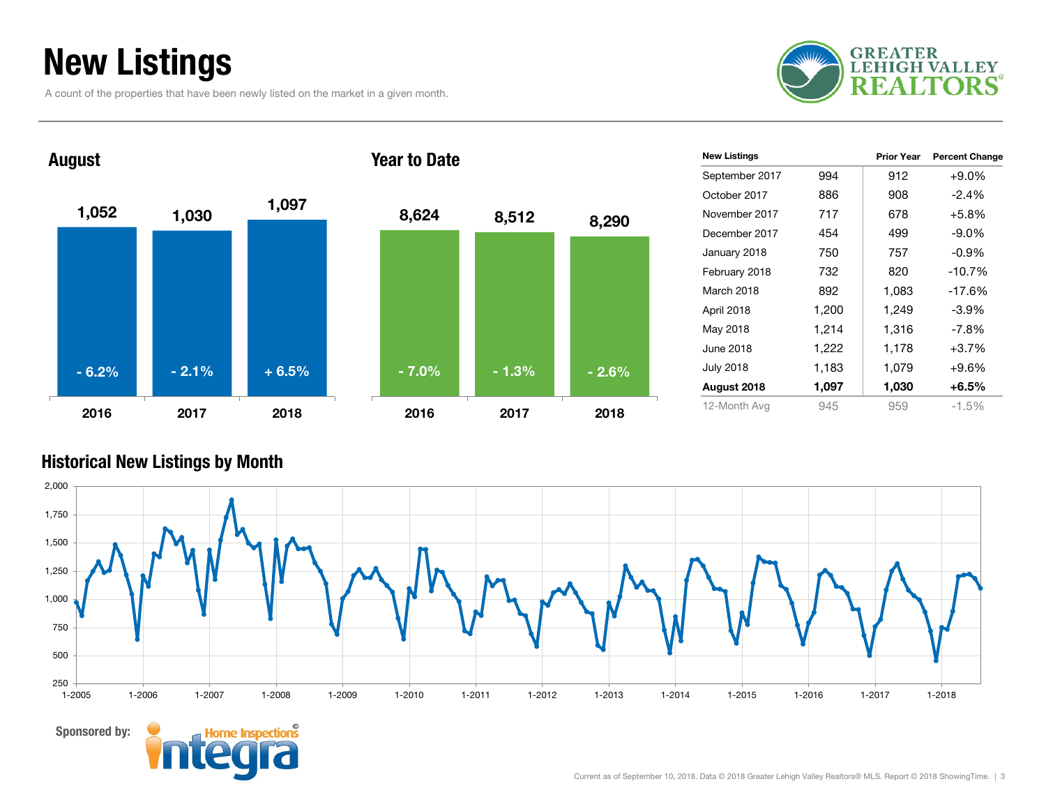# New Listings

A count of the properties that have been newly listed on the market in a given month.

GREATER LEHIGH VALLEY REALTORS®

## August

| | 2016 | 2017 | 2018 |
|---|---|---|---|
| New Listings | 1,052 | 1,030 | 1,097 |
| Change | - 6.2% | - 2.1% | + 6.5% |

## Year to Date

| | 2016 | 2017 | 2018 |
|---|---|---|---|
| New Listings | 8,624 | 8,512 | 8,290 |
| Change | - 7.0% | - 1.3% | - 2.6% |

| New Listings | | Prior Year | Percent Change |
|---|---|---|---|
| September 2017 | 994 | 912 | +9.0% |
| October 2017 | 886 | 908 | -2.4% |
| November 2017 | 717 | 678 | +5.8% |
| December 2017 | 454 | 499 | -9.0% |
| January 2018 | 750 | 757 | -0.9% |
| February 2018 | 732 | 820 | -10.7% |
| March 2018 | 892 | 1,083 | -17.6% |
| April 2018 | 1,200 | 1,249 | -3.9% |
| May 2018 | 1,214 | 1,316 | -7.8% |
| June 2018 | 1,222 | 1,178 | +3.7% |
| July 2018 | 1,183 | 1,079 | +9.6% |
| **August 2018** | **1,097** | **1,030** | **+6.5%** |
| 12-Month Avg | 945 | 959 | -1.5% |

## Historical New Listings by Month

Sponsored by: Integra Home Inspections©

Current as of September 10, 2018. Data © 2018 Greater Lehigh Valley Realtors® MLS. Report © 2018 ShowingTime.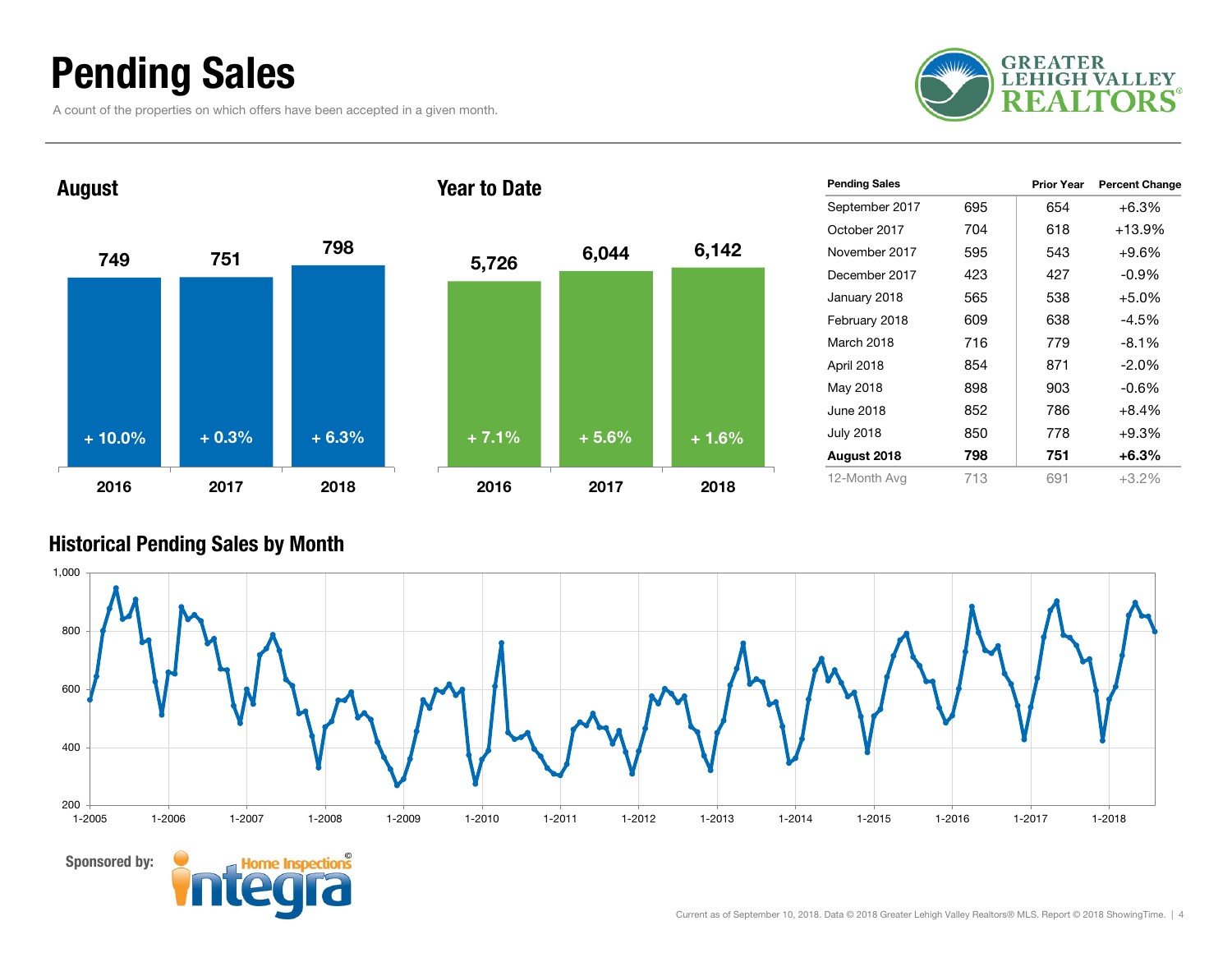# Pending Sales

A count of the properties on which offers have been accepted in a given month.

GREATER LEHIGH VALLEY REALTORS®

## August

| | 2016 | 2017 | 2018 |
|---|---|---|---|
| Pending Sales | 749 | 751 | 798 |
| Change | + 10.0% | + 0.3% | + 6.3% |

## Year to Date

| | 2016 | 2017 | 2018 |
|---|---|---|---|
| Pending Sales | 5,726 | 6,044 | 6,142 |
| Change | + 7.1% | + 5.6% | + 1.6% |

| Pending Sales | | Prior Year | Percent Change |
|---|---|---|---|
| September 2017 | 695 | 654 | +6.3% |
| October 2017 | 704 | 618 | +13.9% |
| November 2017 | 595 | 543 | +9.6% |
| December 2017 | 423 | 427 | -0.9% |
| January 2018 | 565 | 538 | +5.0% |
| February 2018 | 609 | 638 | -4.5% |
| March 2018 | 716 | 779 | -8.1% |
| April 2018 | 854 | 871 | -2.0% |
| May 2018 | 898 | 903 | -0.6% |
| June 2018 | 852 | 786 | +8.4% |
| July 2018 | 850 | 778 | +9.3% |
| **August 2018** | **798** | **751** | **+6.3%** |
| 12-Month Avg | 713 | 691 | +3.2% |

## Historical Pending Sales by Month

Sponsored by: Home Inspections integra

Current as of September 10, 2018. Data © 2018 Greater Lehigh Valley Realtors® MLS. Report © 2018 ShowingTime.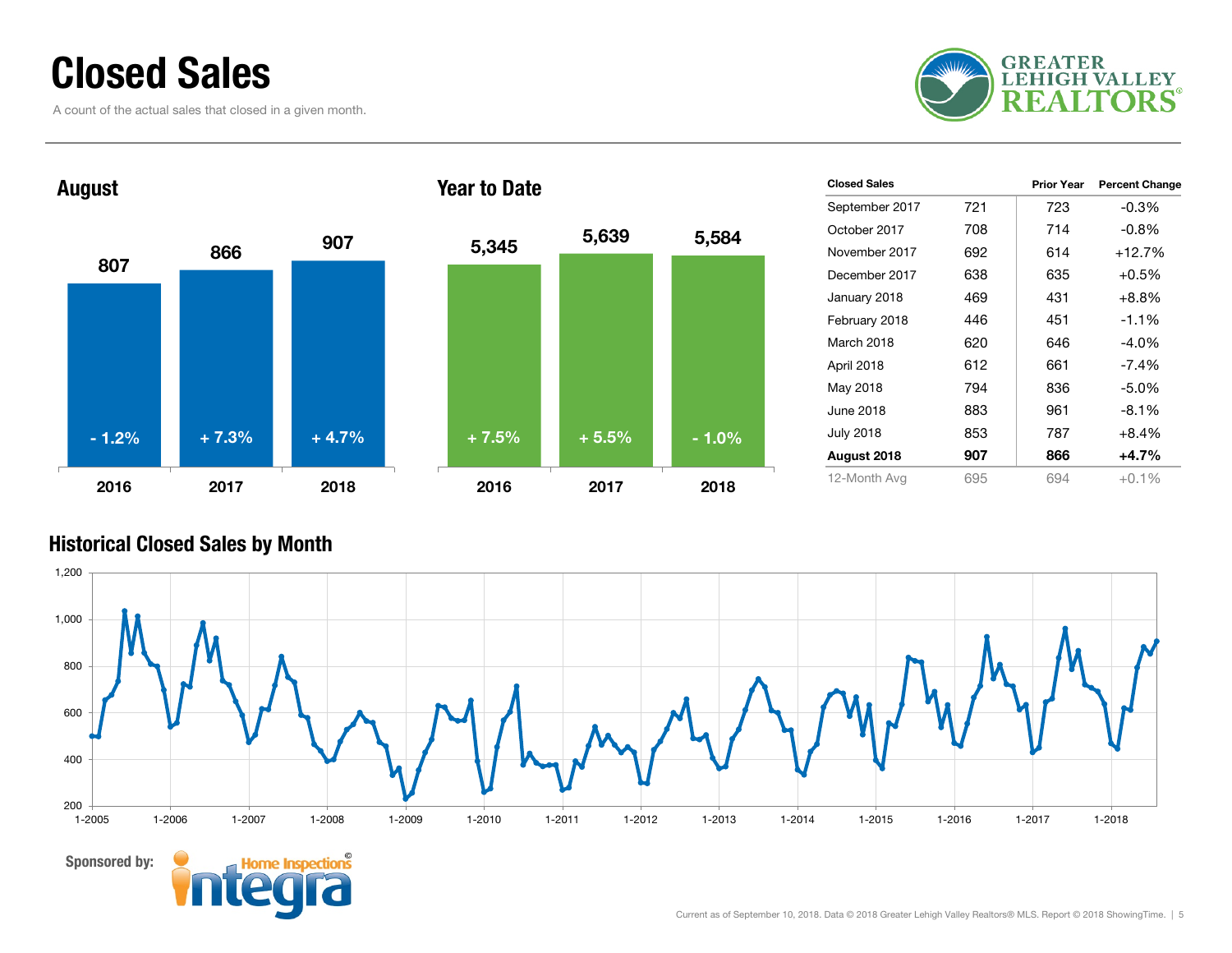# Closed Sales

A count of the actual sales that closed in a given month.

## August

| | 2016 | 2017 | 2018 |
|---|---|---|---|
| Closed Sales | 807 | 866 | 907 |
| Change | - 1.2% | + 7.3% | + 4.7% |

## Year to Date

| | 2016 | 2017 | 2018 |
|---|---|---|---|
| Closed Sales | 5,345 | 5,639 | 5,584 |
| Change | + 7.5% | + 5.5% | - 1.0% |

| Closed Sales | | Prior Year | Percent Change |
|---|---|---|---|
| September 2017 | 721 | 723 | -0.3% |
| October 2017 | 708 | 714 | -0.8% |
| November 2017 | 692 | 614 | +12.7% |
| December 2017 | 638 | 635 | +0.5% |
| January 2018 | 469 | 431 | +8.8% |
| February 2018 | 446 | 451 | -1.1% |
| March 2018 | 620 | 646 | -4.0% |
| April 2018 | 612 | 661 | -7.4% |
| May 2018 | 794 | 836 | -5.0% |
| June 2018 | 883 | 961 | -8.1% |
| July 2018 | 853 | 787 | +8.4% |
| **August 2018** | **907** | **866** | **+4.7%** |
| 12-Month Avg | 695 | 694 | +0.1% |

## Historical Closed Sales by Month

Sponsored by: Integra Home Inspections

Current as of September 10, 2018. Data © 2018 Greater Lehigh Valley Realtors® MLS. Report © 2018 ShowingTime.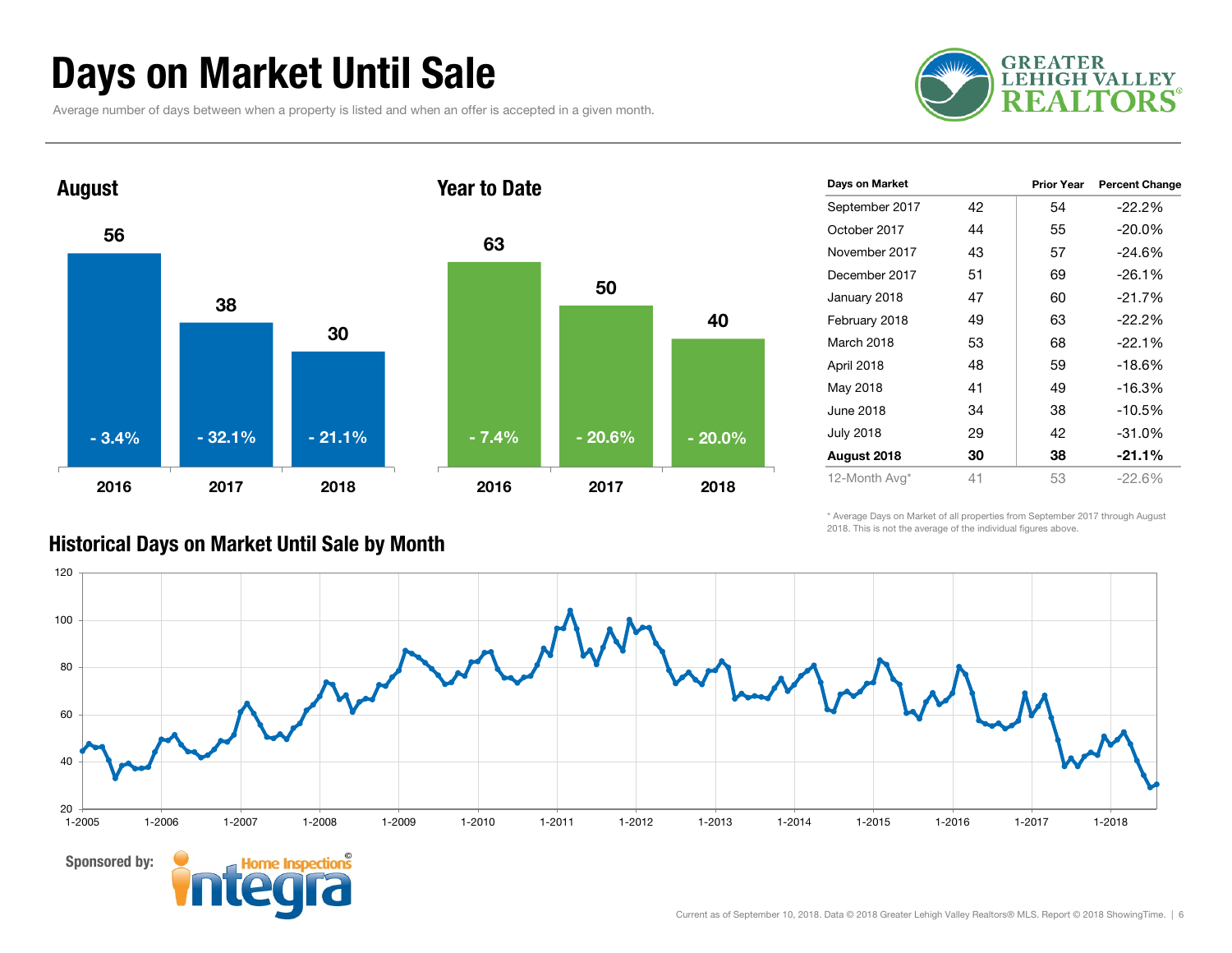# Days on Market Until Sale

Average number of days between when a property is listed and when an offer is accepted in a given month.

## August

| Year | Days | Change |
|---|---|---|
| 2016 | 56 | - 3.4% |
| 2017 | 38 | - 32.1% |
| 2018 | 30 | - 21.1% |

## Year to Date

| Year | Days | Change |
|---|---|---|
| 2016 | 63 | - 7.4% |
| 2017 | 50 | - 20.6% |
| 2018 | 40 | - 20.0% |

| Days on Market | | Prior Year | Percent Change |
|---|---|---|---|
| September 2017 | 42 | 54 | -22.2% |
| October 2017 | 44 | 55 | -20.0% |
| November 2017 | 43 | 57 | -24.6% |
| December 2017 | 51 | 69 | -26.1% |
| January 2018 | 47 | 60 | -21.7% |
| February 2018 | 49 | 63 | -22.2% |
| March 2018 | 53 | 68 | -22.1% |
| April 2018 | 48 | 59 | -18.6% |
| May 2018 | 41 | 49 | -16.3% |
| June 2018 | 34 | 38 | -10.5% |
| July 2018 | 29 | 42 | -31.0% |
| **August 2018** | **30** | **38** | **-21.1%** |
| 12-Month Avg* | 41 | 53 | -22.6% |

* Average Days on Market of all properties from September 2017 through August 2018. This is not the average of the individual figures above.

## Historical Days on Market Until Sale by Month

Sponsored by: Integra Home Inspections

Current as of September 10, 2018. Data © 2018 Greater Lehigh Valley Realtors® MLS. Report © 2018 ShowingTime.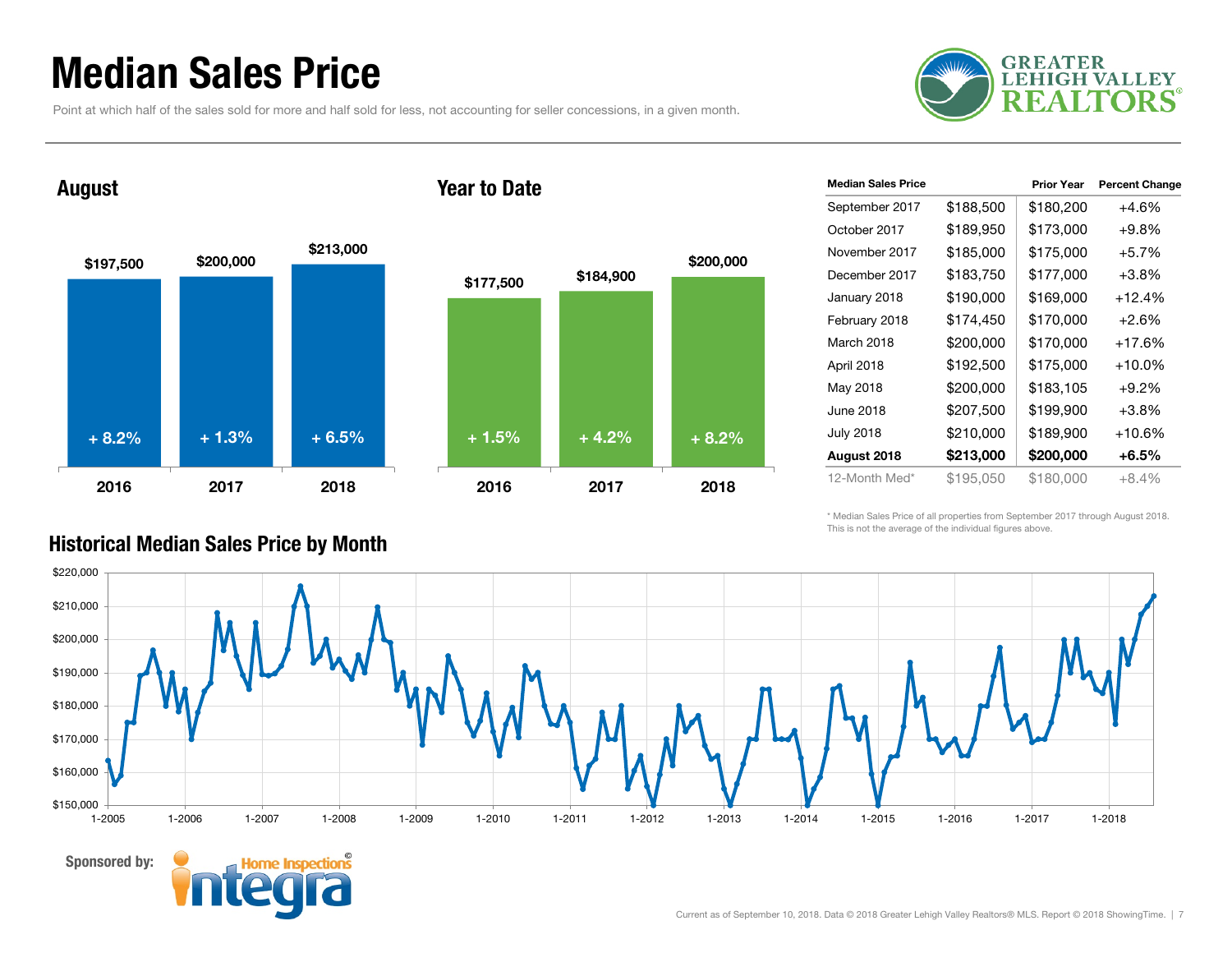# Median Sales Price

Point at which half of the sales sold for more and half sold for less, not accounting for seller concessions, in a given month.

GREATER LEHIGH VALLEY REALTORS®

## August

| Year | Median Sales Price | Change |
|---|---|---|
| 2016 | $197,500 | + 8.2% |
| 2017 | $200,000 | + 1.3% |
| 2018 | $213,000 | + 6.5% |

## Year to Date

| Year | Median Sales Price | Change |
|---|---|---|
| 2016 | $177,500 | + 1.5% |
| 2017 | $184,900 | + 4.2% |
| 2018 | $200,000 | + 8.2% |

| Median Sales Price | | Prior Year | Percent Change |
|---|---|---|---|
| September 2017 | $188,500 | $180,200 | +4.6% |
| October 2017 | $189,950 | $173,000 | +9.8% |
| November 2017 | $185,000 | $175,000 | +5.7% |
| December 2017 | $183,750 | $177,000 | +3.8% |
| January 2018 | $190,000 | $169,000 | +12.4% |
| February 2018 | $174,450 | $170,000 | +2.6% |
| March 2018 | $200,000 | $170,000 | +17.6% |
| April 2018 | $192,500 | $175,000 | +10.0% |
| May 2018 | $200,000 | $183,105 | +9.2% |
| June 2018 | $207,500 | $199,900 | +3.8% |
| July 2018 | $210,000 | $189,900 | +10.6% |
| **August 2018** | **$213,000** | **$200,000** | **+6.5%** |
| 12-Month Med* | $195,050 | $180,000 | +8.4% |

\* Median Sales Price of all properties from September 2017 through August 2018. This is not the average of the individual figures above.

## Historical Median Sales Price by Month

Sponsored by: Home Inspections Integra

Current as of September 10, 2018. Data © 2018 Greater Lehigh Valley Realtors® MLS. Report © 2018 ShowingTime.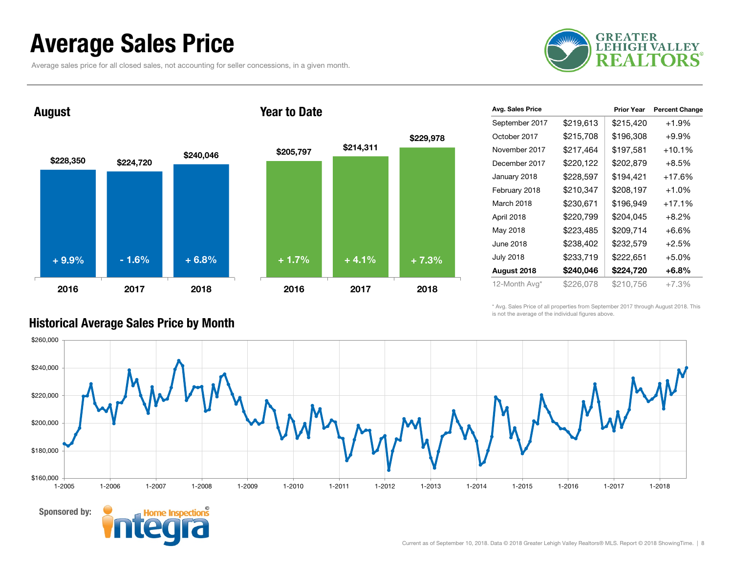# Average Sales Price

Average sales price for all closed sales, not accounting for seller concessions, in a given month.

## August

| Year | Avg. Sales Price | Change |
|---|---|---|
| 2016 | $228,350 | + 9.9% |
| 2017 | $224,720 | - 1.6% |
| 2018 | $240,046 | + 6.8% |

## Year to Date

| Year | Avg. Sales Price | Change |
|---|---|---|
| 2016 | $205,797 | + 1.7% |
| 2017 | $214,311 | + 4.1% |
| 2018 | $229,978 | + 7.3% |

| Avg. Sales Price | | Prior Year | Percent Change |
|---|---|---|---|
| September 2017 | $219,613 | $215,420 | +1.9% |
| October 2017 | $215,708 | $196,308 | +9.9% |
| November 2017 | $217,464 | $197,581 | +10.1% |
| December 2017 | $220,122 | $202,879 | +8.5% |
| January 2018 | $228,597 | $194,421 | +17.6% |
| February 2018 | $210,347 | $208,197 | +1.0% |
| March 2018 | $230,671 | $196,949 | +17.1% |
| April 2018 | $220,799 | $204,045 | +8.2% |
| May 2018 | $223,485 | $209,714 | +6.6% |
| June 2018 | $238,402 | $232,579 | +2.5% |
| July 2018 | $233,719 | $222,651 | +5.0% |
| **August 2018** | **$240,046** | **$224,720** | **+6.8%** |
| 12-Month Avg* | $226,078 | $210,756 | +7.3% |

\* Avg. Sales Price of all properties from September 2017 through August 2018. This is not the average of the individual figures above.

## Historical Average Sales Price by Month

Sponsored by: Home Inspections Integra

Current as of September 10, 2018. Data © 2018 Greater Lehigh Valley Realtors® MLS. Report © 2018 ShowingTime.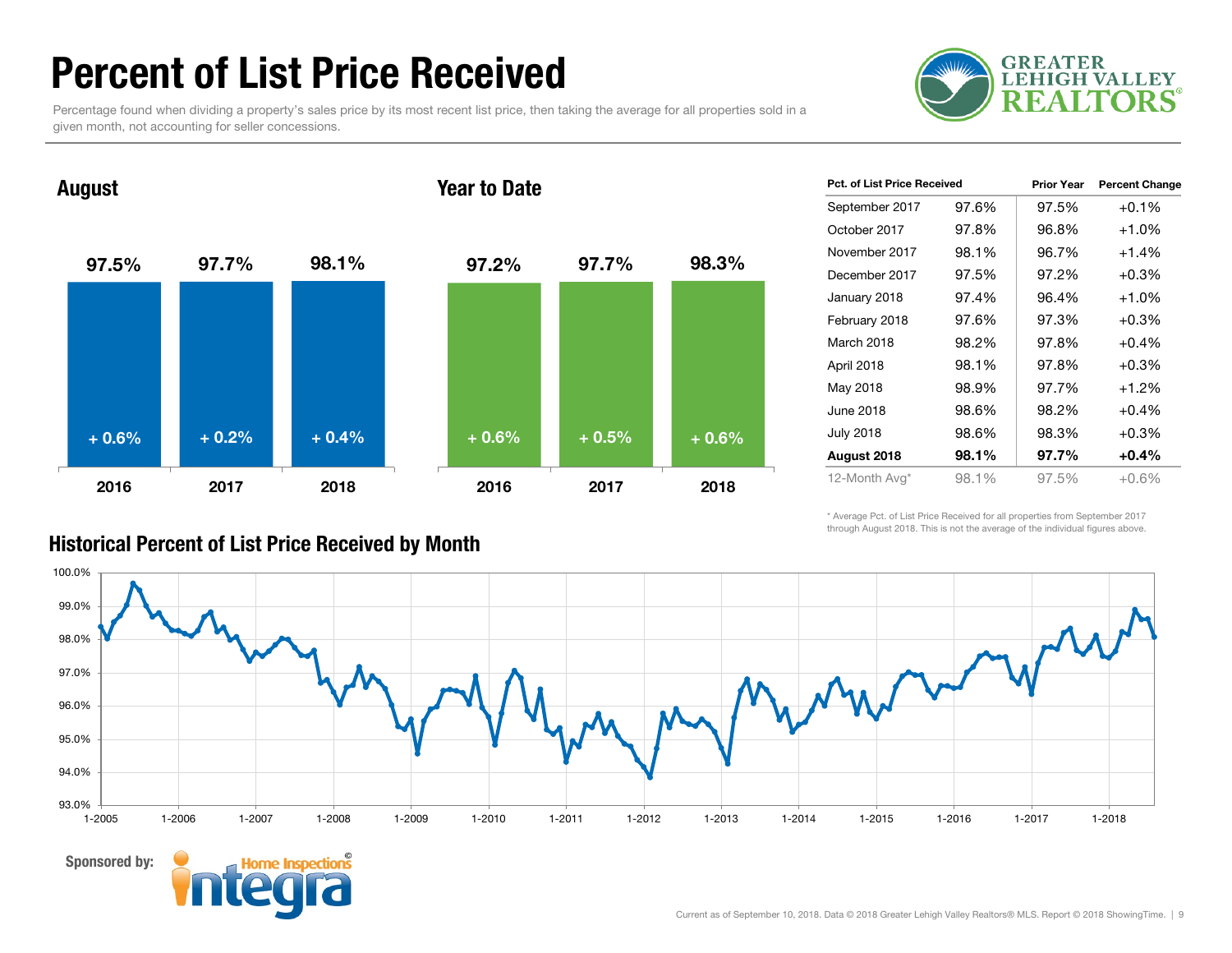# Percent of List Price Received

Percentage found when dividing a property's sales price by its most recent list price, then taking the average for all properties sold in a given month, not accounting for seller concessions.

## August

| | 2016 | 2017 | 2018 |
|---|---|---|---|
| Percent of List Price Received | 97.5% | 97.7% | 98.1% |
| Change | + 0.6% | + 0.2% | + 0.4% |

## Year to Date

| | 2016 | 2017 | 2018 |
|---|---|---|---|
| Percent of List Price Received | 97.2% | 97.7% | 98.3% |
| Change | + 0.6% | + 0.5% | + 0.6% |

| Pct. of List Price Received | | Prior Year | Percent Change |
|---|---|---|---|
| September 2017 | 97.6% | 97.5% | +0.1% |
| October 2017 | 97.8% | 96.8% | +1.0% |
| November 2017 | 98.1% | 96.7% | +1.4% |
| December 2017 | 97.5% | 97.2% | +0.3% |
| January 2018 | 97.4% | 96.4% | +1.0% |
| February 2018 | 97.6% | 97.3% | +0.3% |
| March 2018 | 98.2% | 97.8% | +0.4% |
| April 2018 | 98.1% | 97.8% | +0.3% |
| May 2018 | 98.9% | 97.7% | +1.2% |
| June 2018 | 98.6% | 98.2% | +0.4% |
| July 2018 | 98.6% | 98.3% | +0.3% |
| **August 2018** | **98.1%** | **97.7%** | **+0.4%** |
| 12-Month Avg* | 98.1% | 97.5% | +0.6% |

\* Average Pct. of List Price Received for all properties from September 2017 through August 2018. This is not the average of the individual figures above.

## Historical Percent of List Price Received by Month

Sponsored by: Integra Home Inspections

Current as of September 10, 2018. Data © 2018 Greater Lehigh Valley Realtors® MLS. Report © 2018 ShowingTime.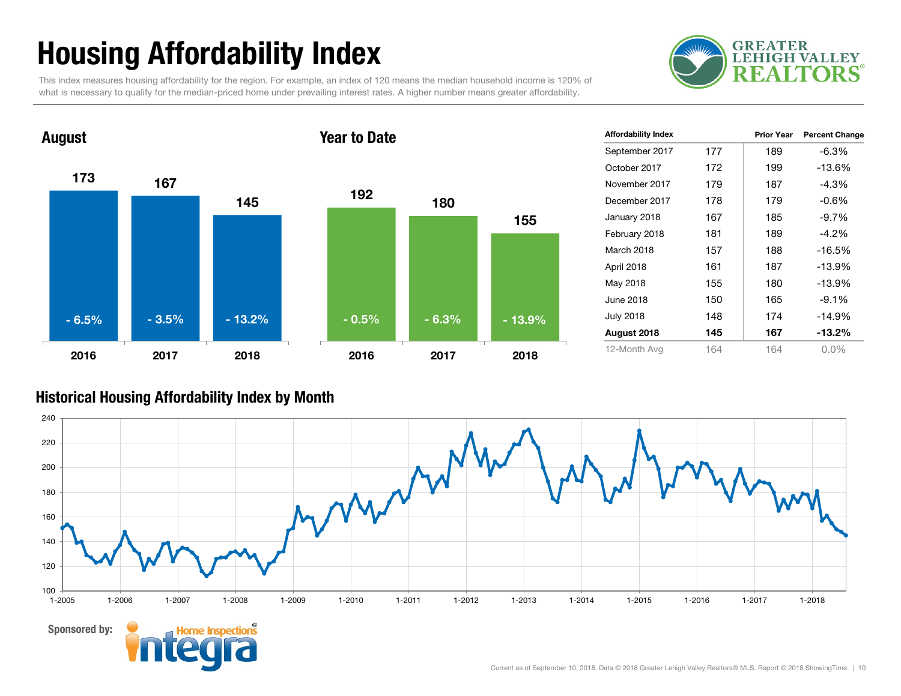# Housing Affordability Index

This index measures housing affordability for the region. For example, an index of 120 means the median household income is 120% of what is necessary to qualify for the median-priced home under prevailing interest rates. A higher number means greater affordability.

GREATER LEHIGH VALLEY REALTORS®

## August

| Year | Index | Change |
|---|---|---|
| 2016 | 173 | - 6.5% |
| 2017 | 167 | - 3.5% |
| 2018 | 145 | - 13.2% |

## Year to Date

| Year | Index | Change |
|---|---|---|
| 2016 | 192 | - 0.5% |
| 2017 | 180 | - 6.3% |
| 2018 | 155 | - 13.9% |

| Affordability Index | | Prior Year | Percent Change |
|---|---|---|---|
| September 2017 | 177 | 189 | -6.3% |
| October 2017 | 172 | 199 | -13.6% |
| November 2017 | 179 | 187 | -4.3% |
| December 2017 | 178 | 179 | -0.6% |
| January 2018 | 167 | 185 | -9.7% |
| February 2018 | 181 | 189 | -4.2% |
| March 2018 | 157 | 188 | -16.5% |
| April 2018 | 161 | 187 | -13.9% |
| May 2018 | 155 | 180 | -13.9% |
| June 2018 | 150 | 165 | -9.1% |
| July 2018 | 148 | 174 | -14.9% |
| **August 2018** | **145** | **167** | **-13.2%** |
| 12-Month Avg | 164 | 164 | 0.0% |

## Historical Housing Affordability Index by Month

Sponsored by: Integra Home Inspections®

Current as of September 10, 2018. Data © 2018 Greater Lehigh Valley Realtors® MLS. Report © 2018 ShowingTime.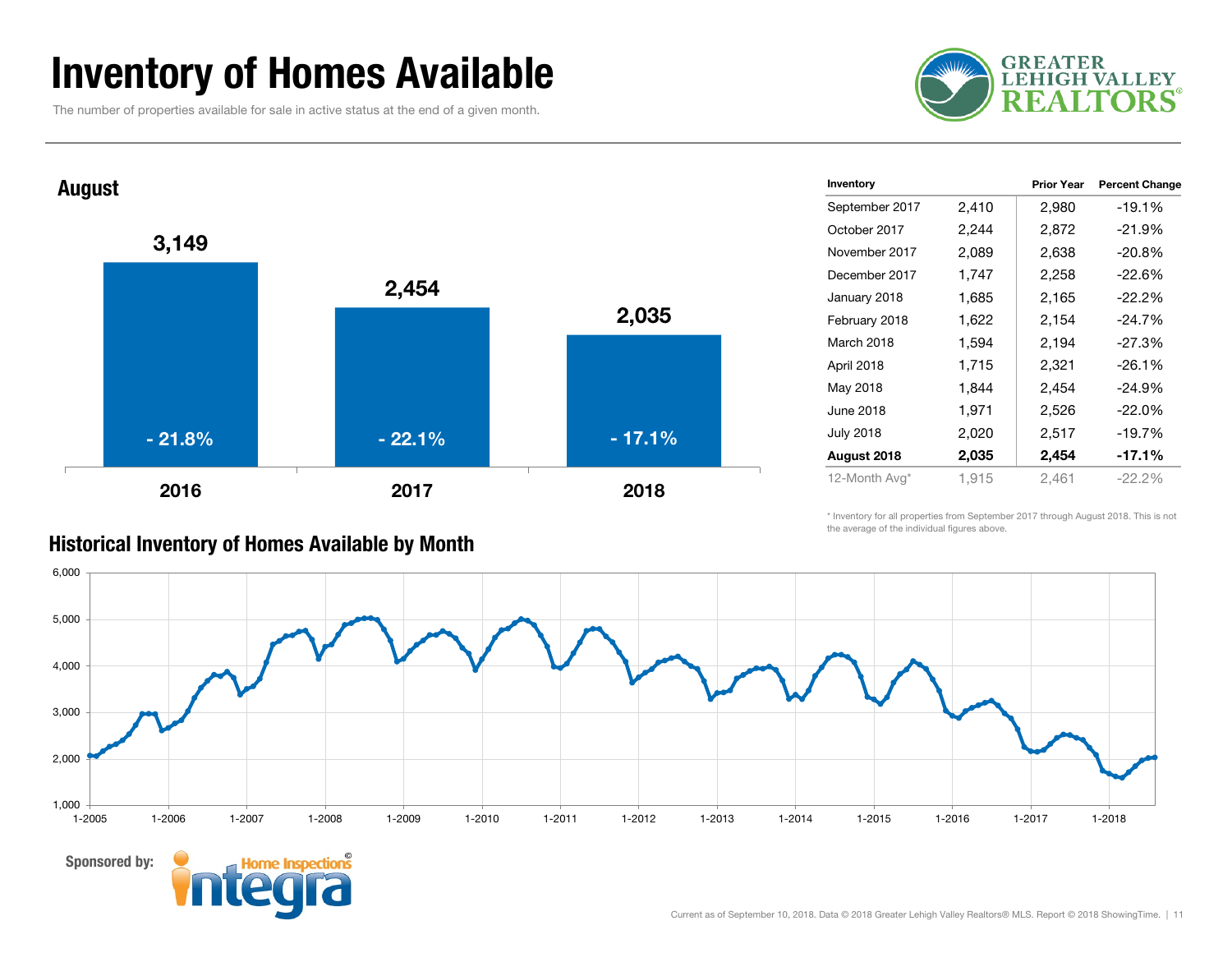# Inventory of Homes Available

The number of properties available for sale in active status at the end of a given month.

GREATER LEHIGH VALLEY REALTORS®

## August

| | 2016 | 2017 | 2018 |
|---|---|---|---|
| Inventory | 3,149 | 2,454 | 2,035 |
| Percent Change | - 21.8% | - 22.1% | - 17.1% |

| Inventory | | Prior Year | Percent Change |
|---|---|---|---|
| September 2017 | 2,410 | 2,980 | -19.1% |
| October 2017 | 2,244 | 2,872 | -21.9% |
| November 2017 | 2,089 | 2,638 | -20.8% |
| December 2017 | 1,747 | 2,258 | -22.6% |
| January 2018 | 1,685 | 2,165 | -22.2% |
| February 2018 | 1,622 | 2,154 | -24.7% |
| March 2018 | 1,594 | 2,194 | -27.3% |
| April 2018 | 1,715 | 2,321 | -26.1% |
| May 2018 | 1,844 | 2,454 | -24.9% |
| June 2018 | 1,971 | 2,526 | -22.0% |
| July 2018 | 2,020 | 2,517 | -19.7% |
| **August 2018** | **2,035** | **2,454** | **-17.1%** |
| 12-Month Avg* | 1,915 | 2,461 | -22.2% |

\* Inventory for all properties from September 2017 through August 2018. This is not the average of the individual figures above.

## Historical Inventory of Homes Available by Month

Sponsored by: Integra Home Inspections©

Current as of September 10, 2018. Data © 2018 Greater Lehigh Valley Realtors® MLS. Report © 2018 ShowingTime.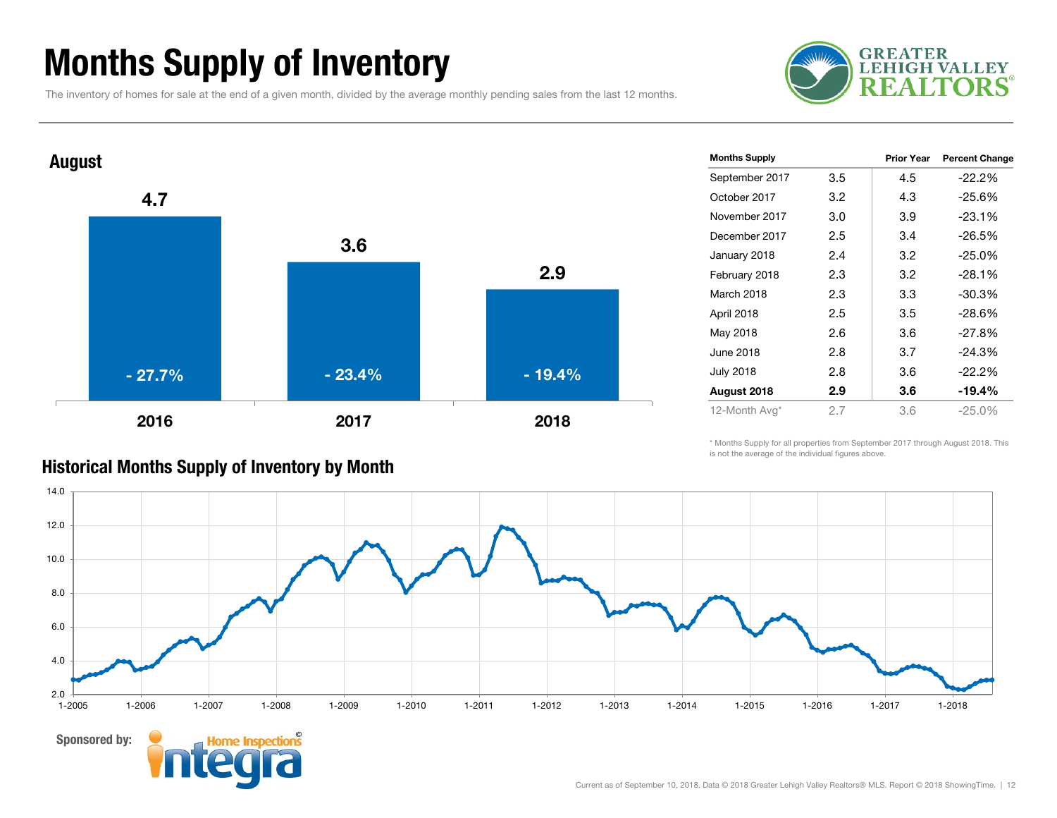# Months Supply of Inventory

The inventory of homes for sale at the end of a given month, divided by the average monthly pending sales from the last 12 months.

## August

| Year | Months Supply | Percent Change |
|---|---|---|
| 2016 | 4.7 | - 27.7% |
| 2017 | 3.6 | - 23.4% |
| 2018 | 2.9 | - 19.4% |

| Months Supply | | Prior Year | Percent Change |
|---|---|---|---|
| September 2017 | 3.5 | 4.5 | -22.2% |
| October 2017 | 3.2 | 4.3 | -25.6% |
| November 2017 | 3.0 | 3.9 | -23.1% |
| December 2017 | 2.5 | 3.4 | -26.5% |
| January 2018 | 2.4 | 3.2 | -25.0% |
| February 2018 | 2.3 | 3.2 | -28.1% |
| March 2018 | 2.3 | 3.3 | -30.3% |
| April 2018 | 2.5 | 3.5 | -28.6% |
| May 2018 | 2.6 | 3.6 | -27.8% |
| June 2018 | 2.8 | 3.7 | -24.3% |
| July 2018 | 2.8 | 3.6 | -22.2% |
| **August 2018** | **2.9** | **3.6** | **-19.4%** |
| 12-Month Avg* | 2.7 | 3.6 | -25.0% |

\* Months Supply for all properties from September 2017 through August 2018. This is not the average of the individual figures above.

## Historical Months Supply of Inventory by Month

Sponsored by: Integra Home Inspections

Current as of September 10, 2018. Data © 2018 Greater Lehigh Valley Realtors® MLS. Report © 2018 ShowingTime.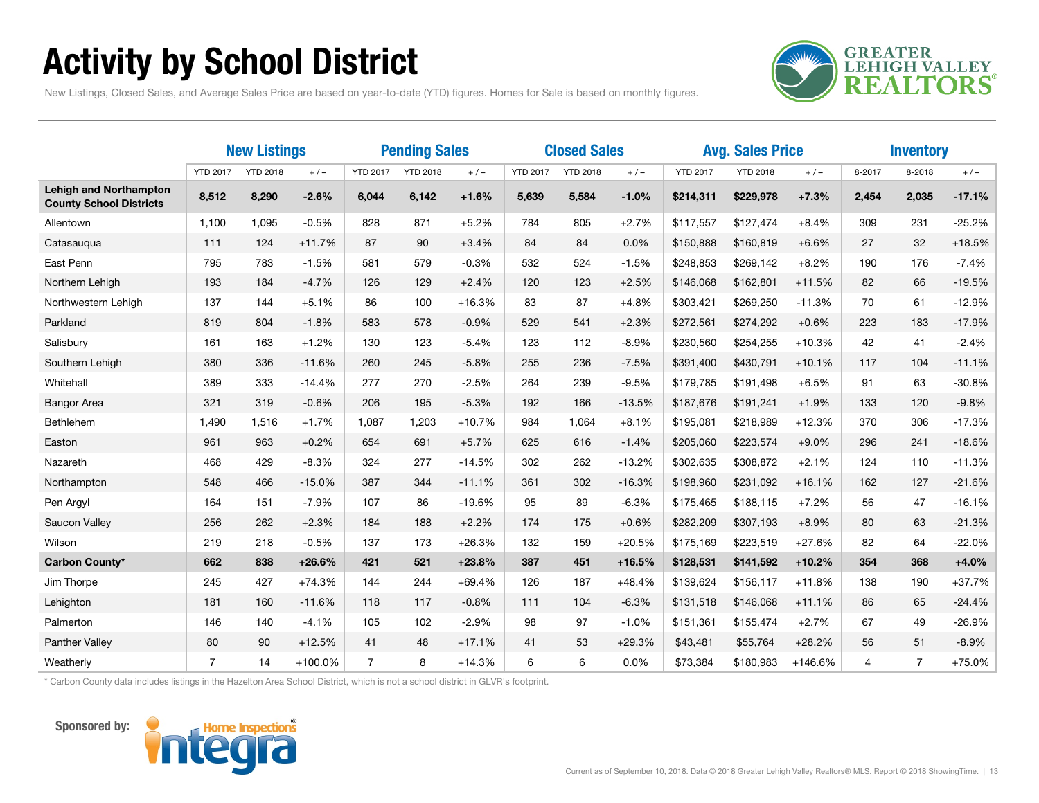# Activity by School District

New Listings, Closed Sales, and Average Sales Price are based on year-to-date (YTD) figures. Homes for Sale is based on monthly figures.

| | New Listings | | | Pending Sales | | | Closed Sales | | | Avg. Sales Price | | | Inventory | | |
|---|---|---|---|---|---|---|---|---|---|---|---|---|---|---|---|
| | YTD 2017 | YTD 2018 | + / – | YTD 2017 | YTD 2018 | + / – | YTD 2017 | YTD 2018 | + / – | YTD 2017 | YTD 2018 | + / – | 8-2017 | 8-2018 | + / – |
| **Lehigh and Northampton County School Districts** | **8,512** | **8,290** | **-2.6%** | **6,044** | **6,142** | **+1.6%** | **5,639** | **5,584** | **-1.0%** | **$214,311** | **$229,978** | **+7.3%** | **2,454** | **2,035** | **-17.1%** |
| Allentown | 1,100 | 1,095 | -0.5% | 828 | 871 | +5.2% | 784 | 805 | +2.7% | $117,557 | $127,474 | +8.4% | 309 | 231 | -25.2% |
| Catasauqua | 111 | 124 | +11.7% | 87 | 90 | +3.4% | 84 | 84 | 0.0% | $150,888 | $160,819 | +6.6% | 27 | 32 | +18.5% |
| East Penn | 795 | 783 | -1.5% | 581 | 579 | -0.3% | 532 | 524 | -1.5% | $248,853 | $269,142 | +8.2% | 190 | 176 | -7.4% |
| Northern Lehigh | 193 | 184 | -4.7% | 126 | 129 | +2.4% | 120 | 123 | +2.5% | $146,068 | $162,801 | +11.5% | 82 | 66 | -19.5% |
| Northwestern Lehigh | 137 | 144 | +5.1% | 86 | 100 | +16.3% | 83 | 87 | +4.8% | $303,421 | $269,250 | -11.3% | 70 | 61 | -12.9% |
| Parkland | 819 | 804 | -1.8% | 583 | 578 | -0.9% | 529 | 541 | +2.3% | $272,561 | $274,292 | +0.6% | 223 | 183 | -17.9% |
| Salisbury | 161 | 163 | +1.2% | 130 | 123 | -5.4% | 123 | 112 | -8.9% | $230,560 | $254,255 | +10.3% | 42 | 41 | -2.4% |
| Southern Lehigh | 380 | 336 | -11.6% | 260 | 245 | -5.8% | 255 | 236 | -7.5% | $391,400 | $430,791 | +10.1% | 117 | 104 | -11.1% |
| Whitehall | 389 | 333 | -14.4% | 277 | 270 | -2.5% | 264 | 239 | -9.5% | $179,785 | $191,498 | +6.5% | 91 | 63 | -30.8% |
| Bangor Area | 321 | 319 | -0.6% | 206 | 195 | -5.3% | 192 | 166 | -13.5% | $187,676 | $191,241 | +1.9% | 133 | 120 | -9.8% |
| Bethlehem | 1,490 | 1,516 | +1.7% | 1,087 | 1,203 | +10.7% | 984 | 1,064 | +8.1% | $195,081 | $218,989 | +12.3% | 370 | 306 | -17.3% |
| Easton | 961 | 963 | +0.2% | 654 | 691 | +5.7% | 625 | 616 | -1.4% | $205,060 | $223,574 | +9.0% | 296 | 241 | -18.6% |
| Nazareth | 468 | 429 | -8.3% | 324 | 277 | -14.5% | 302 | 262 | -13.2% | $302,635 | $308,872 | +2.1% | 124 | 110 | -11.3% |
| Northampton | 548 | 466 | -15.0% | 387 | 344 | -11.1% | 361 | 302 | -16.3% | $198,960 | $231,092 | +16.1% | 162 | 127 | -21.6% |
| Pen Argyl | 164 | 151 | -7.9% | 107 | 86 | -19.6% | 95 | 89 | -6.3% | $175,465 | $188,115 | +7.2% | 56 | 47 | -16.1% |
| Saucon Valley | 256 | 262 | +2.3% | 184 | 188 | +2.2% | 174 | 175 | +0.6% | $282,209 | $307,193 | +8.9% | 80 | 63 | -21.3% |
| Wilson | 219 | 218 | -0.5% | 137 | 173 | +26.3% | 132 | 159 | +20.5% | $175,169 | $223,519 | +27.6% | 82 | 64 | -22.0% |
| **Carbon County*** | **662** | **838** | **+26.6%** | **421** | **521** | **+23.8%** | **387** | **451** | **+16.5%** | **$128,531** | **$141,592** | **+10.2%** | **354** | **368** | **+4.0%** |
| Jim Thorpe | 245 | 427 | +74.3% | 144 | 244 | +69.4% | 126 | 187 | +48.4% | $139,624 | $156,117 | +11.8% | 138 | 190 | +37.7% |
| Lehighton | 181 | 160 | -11.6% | 118 | 117 | -0.8% | 111 | 104 | -6.3% | $131,518 | $146,068 | +11.1% | 86 | 65 | -24.4% |
| Palmerton | 146 | 140 | -4.1% | 105 | 102 | -2.9% | 98 | 97 | -1.0% | $151,361 | $155,474 | +2.7% | 67 | 49 | -26.9% |
| Panther Valley | 80 | 90 | +12.5% | 41 | 48 | +17.1% | 41 | 53 | +29.3% | $43,481 | $55,764 | +28.2% | 56 | 51 | -8.9% |
| Weatherly | 7 | 14 | +100.0% | 7 | 8 | +14.3% | 6 | 6 | 0.0% | $73,384 | $180,983 | +146.6% | 4 | 7 | +75.0% |

\* Carbon County data includes listings in the Hazelton Area School District, which is not a school district in GLVR's footprint.

Sponsored by: Home Inspections Integra

Current as of September 10, 2018. Data © 2018 Greater Lehigh Valley Realtors® MLS. Report © 2018 ShowingTime.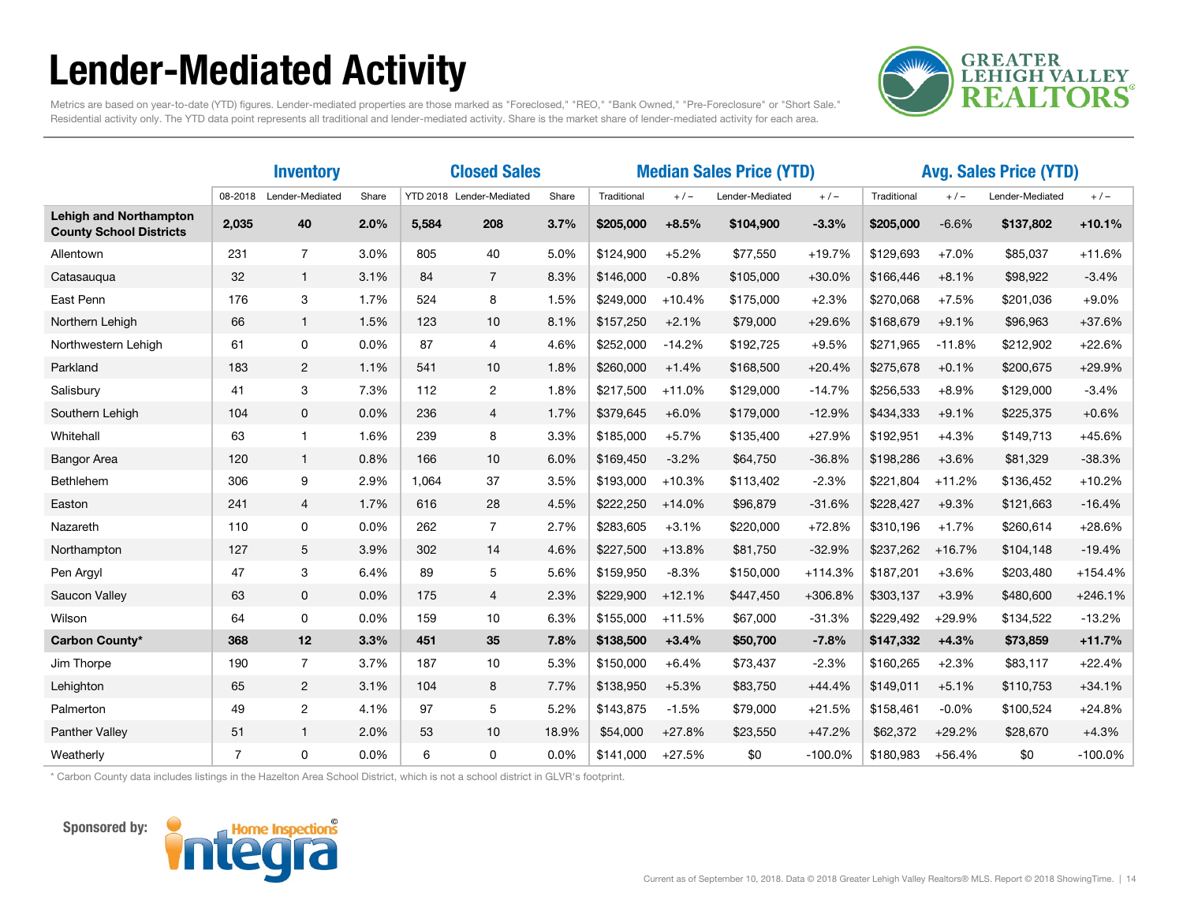# Lender-Mediated Activity

Metrics are based on year-to-date (YTD) figures. Lender-mediated properties are those marked as "Foreclosed," "REO," "Bank Owned," "Pre-Foreclosure" or "Short Sale." Residential activity only. The YTD data point represents all traditional and lender-mediated activity. Share is the market share of lender-mediated activity for each area.

| | Inventory | | | Closed Sales | | | Median Sales Price (YTD) | | | | Avg. Sales Price (YTD) | | | |
|---|---|---|---|---|---|---|---|---|---|---|---|---|---|---|
| | 08-2018 | Lender-Mediated | Share | YTD 2018 | Lender-Mediated | Share | Traditional | + / – | Lender-Mediated | + / – | Traditional | + / – | Lender-Mediated | + / – |
| **Lehigh and Northampton County School Districts** | **2,035** | **40** | **2.0%** | **5,584** | **208** | **3.7%** | **$205,000** | **+8.5%** | **$104,900** | **-3.3%** | **$205,000** | -6.6% | **$137,802** | **+10.1%** |
| Allentown | 231 | 7 | 3.0% | 805 | 40 | 5.0% | $124,900 | +5.2% | $77,550 | +19.7% | $129,693 | +7.0% | $85,037 | +11.6% |
| Catasauqua | 32 | 1 | 3.1% | 84 | 7 | 8.3% | $146,000 | -0.8% | $105,000 | +30.0% | $166,446 | +8.1% | $98,922 | -3.4% |
| East Penn | 176 | 3 | 1.7% | 524 | 8 | 1.5% | $249,000 | +10.4% | $175,000 | +2.3% | $270,068 | +7.5% | $201,036 | +9.0% |
| Northern Lehigh | 66 | 1 | 1.5% | 123 | 10 | 8.1% | $157,250 | +2.1% | $79,000 | +29.6% | $168,679 | +9.1% | $96,963 | +37.6% |
| Northwestern Lehigh | 61 | 0 | 0.0% | 87 | 4 | 4.6% | $252,000 | -14.2% | $192,725 | +9.5% | $271,965 | -11.8% | $212,902 | +22.6% |
| Parkland | 183 | 2 | 1.1% | 541 | 10 | 1.8% | $260,000 | +1.4% | $168,500 | +20.4% | $275,678 | +0.1% | $200,675 | +29.9% |
| Salisbury | 41 | 3 | 7.3% | 112 | 2 | 1.8% | $217,500 | +11.0% | $129,000 | -14.7% | $256,533 | +8.9% | $129,000 | -3.4% |
| Southern Lehigh | 104 | 0 | 0.0% | 236 | 4 | 1.7% | $379,645 | +6.0% | $179,000 | -12.9% | $434,333 | +9.1% | $225,375 | +0.6% |
| Whitehall | 63 | 1 | 1.6% | 239 | 8 | 3.3% | $185,000 | +5.7% | $135,400 | +27.9% | $192,951 | +4.3% | $149,713 | +45.6% |
| Bangor Area | 120 | 1 | 0.8% | 166 | 10 | 6.0% | $169,450 | -3.2% | $64,750 | -36.8% | $198,286 | +3.6% | $81,329 | -38.3% |
| Bethlehem | 306 | 9 | 2.9% | 1,064 | 37 | 3.5% | $193,000 | +10.3% | $113,402 | -2.3% | $221,804 | +11.2% | $136,452 | +10.2% |
| Easton | 241 | 4 | 1.7% | 616 | 28 | 4.5% | $222,250 | +14.0% | $96,879 | -31.6% | $228,427 | +9.3% | $121,663 | -16.4% |
| Nazareth | 110 | 0 | 0.0% | 262 | 7 | 2.7% | $283,605 | +3.1% | $220,000 | +72.8% | $310,196 | +1.7% | $260,614 | +28.6% |
| Northampton | 127 | 5 | 3.9% | 302 | 14 | 4.6% | $227,500 | +13.8% | $81,750 | -32.9% | $237,262 | +16.7% | $104,148 | -19.4% |
| Pen Argyl | 47 | 3 | 6.4% | 89 | 5 | 5.6% | $159,950 | -8.3% | $150,000 | +114.3% | $187,201 | +3.6% | $203,480 | +154.4% |
| Saucon Valley | 63 | 0 | 0.0% | 175 | 4 | 2.3% | $229,900 | +12.1% | $447,450 | +306.8% | $303,137 | +3.9% | $480,600 | +246.1% |
| Wilson | 64 | 0 | 0.0% | 159 | 10 | 6.3% | $155,000 | +11.5% | $67,000 | -31.3% | $229,492 | +29.9% | $134,522 | -13.2% |
| **Carbon County*** | **368** | **12** | **3.3%** | **451** | **35** | **7.8%** | **$138,500** | **+3.4%** | **$50,700** | **-7.8%** | **$147,332** | **+4.3%** | **$73,859** | **+11.7%** |
| Jim Thorpe | 190 | 7 | 3.7% | 187 | 10 | 5.3% | $150,000 | +6.4% | $73,437 | -2.3% | $160,265 | +2.3% | $83,117 | +22.4% |
| Lehighton | 65 | 2 | 3.1% | 104 | 8 | 7.7% | $138,950 | +5.3% | $83,750 | +44.4% | $149,011 | +5.1% | $110,753 | +34.1% |
| Palmerton | 49 | 2 | 4.1% | 97 | 5 | 5.2% | $143,875 | -1.5% | $79,000 | +21.5% | $158,461 | -0.0% | $100,524 | +24.8% |
| Panther Valley | 51 | 1 | 2.0% | 53 | 10 | 18.9% | $54,000 | +27.8% | $23,550 | +47.2% | $62,372 | +29.2% | $28,670 | +4.3% |
| Weatherly | 7 | 0 | 0.0% | 6 | 0 | 0.0% | $141,000 | +27.5% | $0 | -100.0% | $180,983 | +56.4% | $0 | -100.0% |

\* Carbon County data includes listings in the Hazelton Area School District, which is not a school district in GLVR's footprint.

Sponsored by: Integra Home Inspections

Current as of September 10, 2018. Data © 2018 Greater Lehigh Valley Realtors® MLS. Report © 2018 ShowingTime.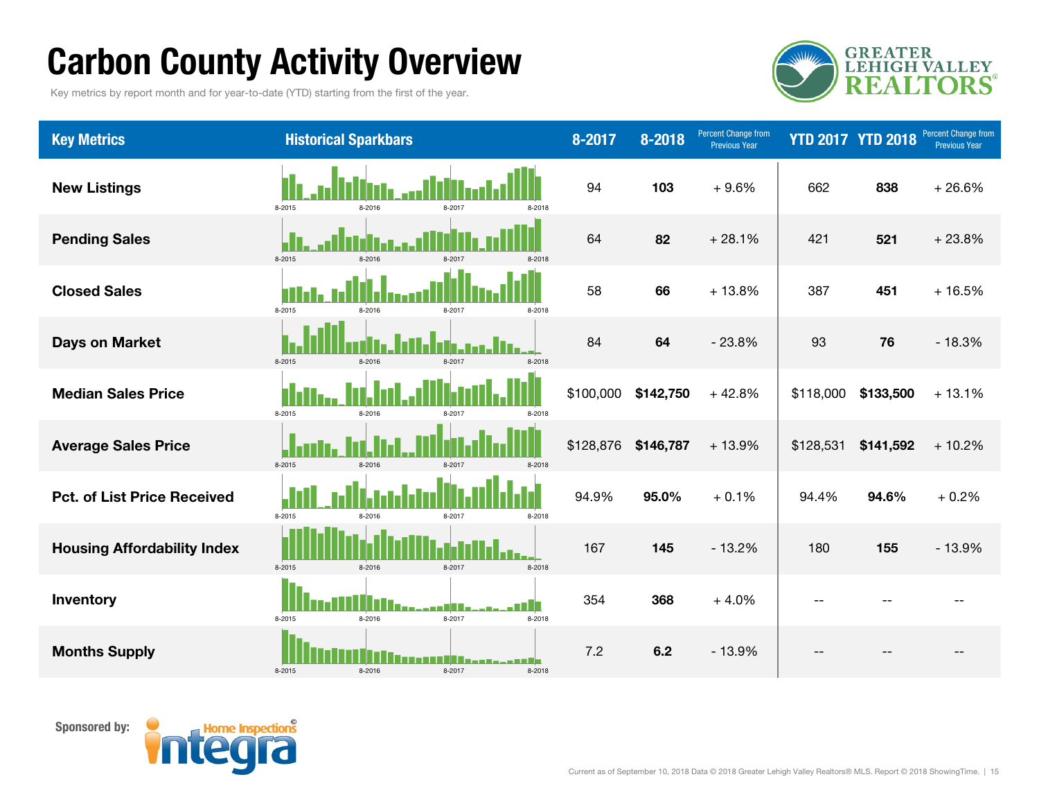# Carbon County Activity Overview

Key metrics by report month and for year-to-date (YTD) starting from the first of the year.

GREATER LEHIGH VALLEY REALTORS®

| Key Metrics | Historical Sparkbars | 8-2017 | 8-2018 | Percent Change from Previous Year | YTD 2017 | YTD 2018 | Percent Change from Previous Year |
|---|---|---|---|---|---|---|---|
| New Listings | 8-2015 8-2016 8-2017 8-2018 | 94 | **103** | + 9.6% | 662 | **838** | + 26.6% |
| Pending Sales | 8-2015 8-2016 8-2017 8-2018 | 64 | **82** | + 28.1% | 421 | **521** | + 23.8% |
| Closed Sales | 8-2015 8-2016 8-2017 8-2018 | 58 | **66** | + 13.8% | 387 | **451** | + 16.5% |
| Days on Market | 8-2015 8-2016 8-2017 8-2018 | 84 | **64** | - 23.8% | 93 | **76** | - 18.3% |
| Median Sales Price | 8-2015 8-2016 8-2017 8-2018 | $100,000 | **$142,750** | + 42.8% | $118,000 | **$133,500** | + 13.1% |
| Average Sales Price | 8-2015 8-2016 8-2017 8-2018 | $128,876 | **$146,787** | + 13.9% | $128,531 | **$141,592** | + 10.2% |
| Pct. of List Price Received | 8-2015 8-2016 8-2017 8-2018 | 94.9% | **95.0%** | + 0.1% | 94.4% | **94.6%** | + 0.2% |
| Housing Affordability Index | 8-2015 8-2016 8-2017 8-2018 | 167 | **145** | - 13.2% | 180 | **155** | - 13.9% |
| Inventory | 8-2015 8-2016 8-2017 8-2018 | 354 | **368** | + 4.0% | -- | -- | -- |
| Months Supply | 8-2015 8-2016 8-2017 8-2018 | 7.2 | **6.2** | - 13.9% | -- | -- | -- |

Sponsored by: Integra Home Inspections©

Current as of September 10, 2018 Data © 2018 Greater Lehigh Valley Realtors® MLS. Report © 2018 ShowingTime.